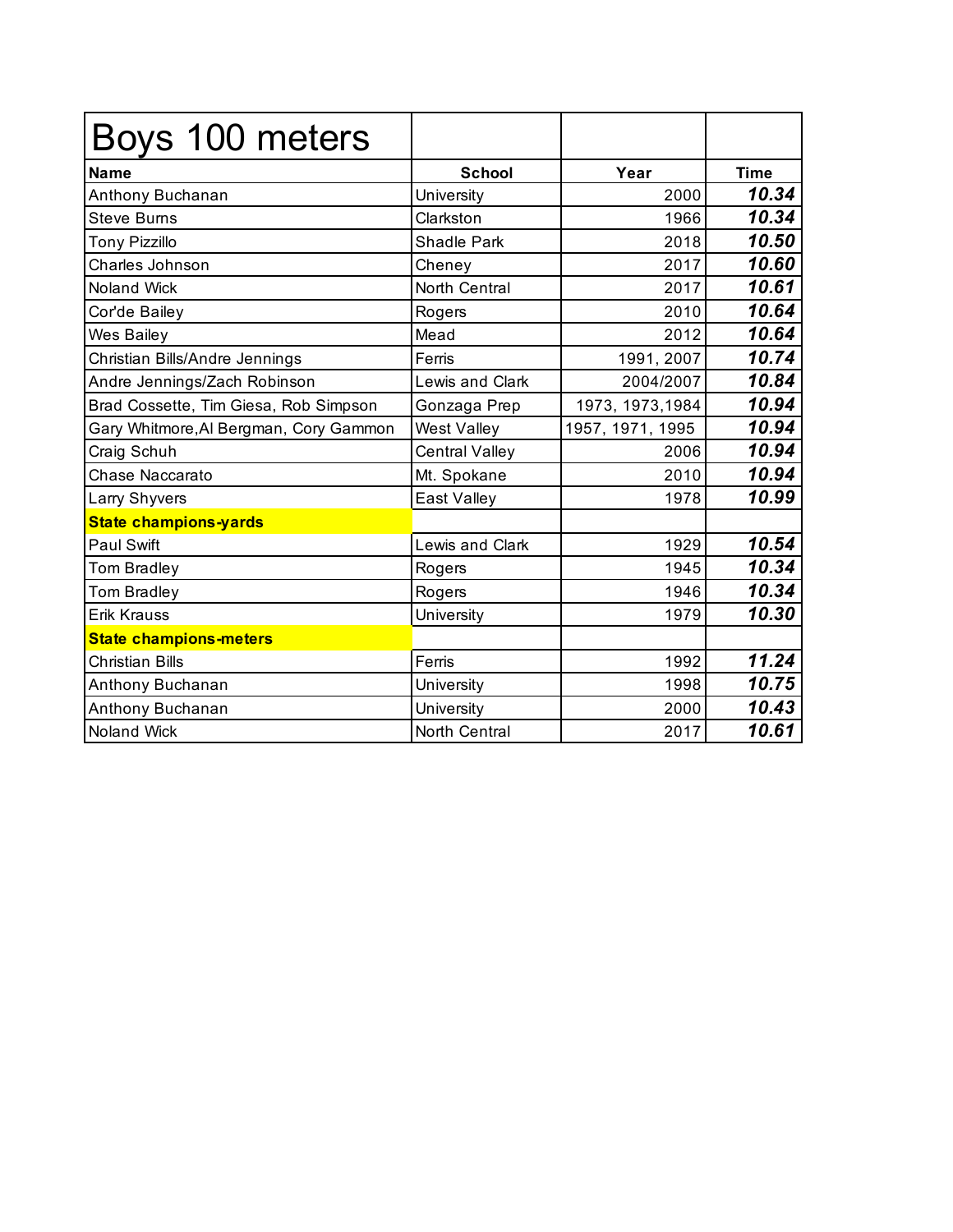# Boys 100 meters

| Name | School | Year | Time |
|---|---|---|---|
| Anthony Buchanan | University | 2000 | ***10.34*** |
| Steve Burns | Clarkston | 1966 | ***10.34*** |
| Tony Pizzillo | Shadle Park | 2018 | ***10.50*** |
| Charles Johnson | Cheney | 2017 | ***10.60*** |
| Noland Wick | North Central | 2017 | ***10.61*** |
| Cor'de Bailey | Rogers | 2010 | ***10.64*** |
| Wes Bailey | Mead | 2012 | ***10.64*** |
| Christian Bills/Andre Jennings | Ferris | 1991, 2007 | ***10.74*** |
| Andre Jennings/Zach Robinson | Lewis and Clark | 2004/2007 | ***10.84*** |
| Brad Cossette, Tim Giesa, Rob Simpson | Gonzaga Prep | 1973, 1973,1984 | ***10.94*** |
| Gary Whitmore,Al Bergman, Cory Gammon | West Valley | 1957, 1971, 1995 | ***10.94*** |
| Craig Schuh | Central Valley | 2006 | ***10.94*** |
| Chase Naccarato | Mt. Spokane | 2010 | ***10.94*** |
| Larry Shyvers | East Valley | 1978 | ***10.99*** |
| **State champions-yards** | | | |
| Paul Swift | Lewis and Clark | 1929 | ***10.54*** |
| Tom Bradley | Rogers | 1945 | ***10.34*** |
| Tom Bradley | Rogers | 1946 | ***10.34*** |
| Erik Krauss | University | 1979 | ***10.30*** |
| **State champions-meters** | | | |
| Christian Bills | Ferris | 1992 | ***11.24*** |
| Anthony Buchanan | University | 1998 | ***10.75*** |
| Anthony Buchanan | University | 2000 | ***10.43*** |
| Noland Wick | North Central | 2017 | ***10.61*** |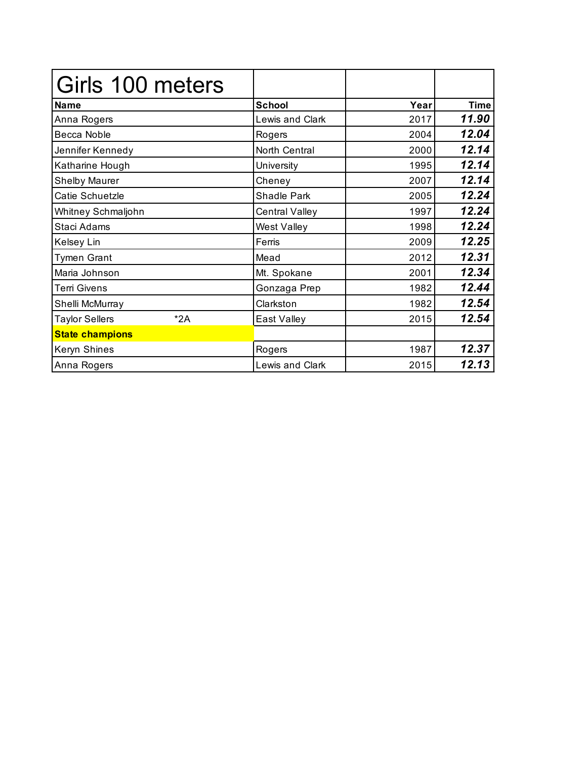| Girls 100 meters | | | |
|---|---|---|---|
| **Name** | **School** | **Year** | **Time** |
| Anna Rogers | Lewis and Clark | 2017 | ***11.90*** |
| Becca Noble | Rogers | 2004 | ***12.04*** |
| Jennifer Kennedy | North Central | 2000 | ***12.14*** |
| Katharine Hough | University | 1995 | ***12.14*** |
| Shelby Maurer | Cheney | 2007 | ***12.14*** |
| Catie Schuetzle | Shadle Park | 2005 | ***12.24*** |
| Whitney Schmaljohn | Central Valley | 1997 | ***12.24*** |
| Staci Adams | West Valley | 1998 | ***12.24*** |
| Kelsey Lin | Ferris | 2009 | ***12.25*** |
| Tymen Grant | Mead | 2012 | ***12.31*** |
| Maria Johnson | Mt. Spokane | 2001 | ***12.34*** |
| Terri Givens | Gonzaga Prep | 1982 | ***12.44*** |
| Shelli McMurray | Clarkston | 1982 | ***12.54*** |
| Taylor Sellers *2A | East Valley | 2015 | ***12.54*** |
| **State champions** | | | |
| Keryn Shines | Rogers | 1987 | ***12.37*** |
| Anna Rogers | Lewis and Clark | 2015 | ***12.13*** |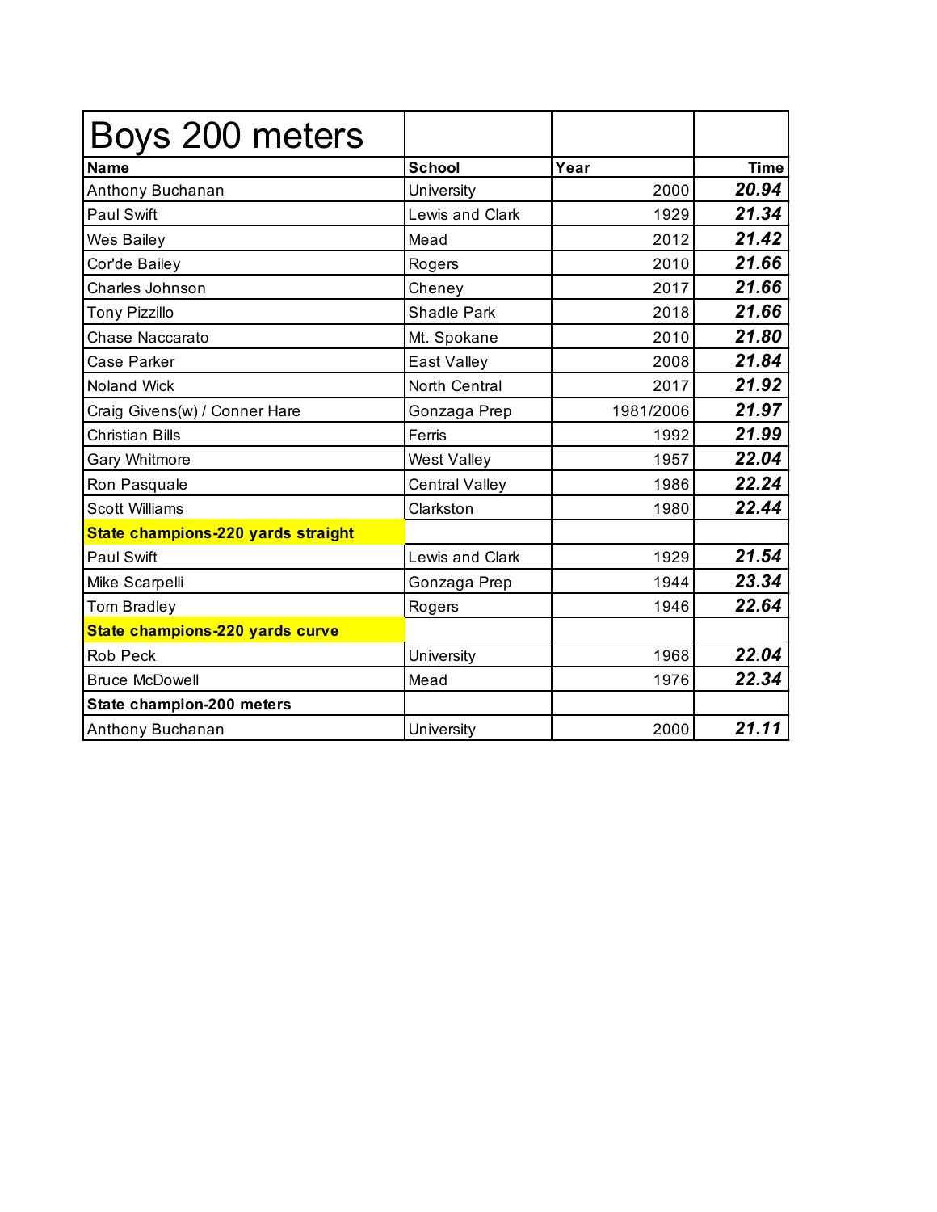# Boys 200 meters

| Name | School | Year | Time |
|---|---|---|---|
| Anthony Buchanan | University | 2000 | ***20.94*** |
| Paul Swift | Lewis and Clark | 1929 | ***21.34*** |
| Wes Bailey | Mead | 2012 | ***21.42*** |
| Cor'de Bailey | Rogers | 2010 | ***21.66*** |
| Charles Johnson | Cheney | 2017 | ***21.66*** |
| Tony Pizzillo | Shadle Park | 2018 | ***21.66*** |
| Chase Naccarato | Mt. Spokane | 2010 | ***21.80*** |
| Case Parker | East Valley | 2008 | ***21.84*** |
| Noland Wick | North Central | 2017 | ***21.92*** |
| Craig Givens(w) / Conner Hare | Gonzaga Prep | 1981/2006 | ***21.97*** |
| Christian Bills | Ferris | 1992 | ***21.99*** |
| Gary Whitmore | West Valley | 1957 | ***22.04*** |
| Ron Pasquale | Central Valley | 1986 | ***22.24*** |
| Scott Williams | Clarkston | 1980 | ***22.44*** |
| **State champions-220 yards straight** | | | |
| Paul Swift | Lewis and Clark | 1929 | ***21.54*** |
| Mike Scarpelli | Gonzaga Prep | 1944 | ***23.34*** |
| Tom Bradley | Rogers | 1946 | ***22.64*** |
| **State champions-220 yards curve** | | | |
| Rob Peck | University | 1968 | ***22.04*** |
| Bruce McDowell | Mead | 1976 | ***22.34*** |
| **State champion-200 meters** | | | |
| Anthony Buchanan | University | 2000 | ***21.11*** |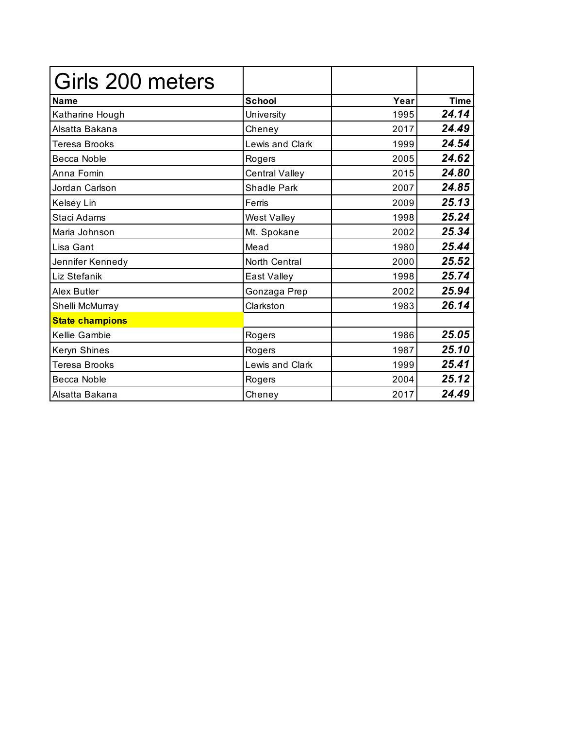# Girls 200 meters

| Name | School | Year | Time |
|---|---|---|---|
| Katharine Hough | University | 1995 | ***24.14*** |
| Alsatta Bakana | Cheney | 2017 | ***24.49*** |
| Teresa Brooks | Lewis and Clark | 1999 | ***24.54*** |
| Becca Noble | Rogers | 2005 | ***24.62*** |
| Anna Fomin | Central Valley | 2015 | ***24.80*** |
| Jordan Carlson | Shadle Park | 2007 | ***24.85*** |
| Kelsey Lin | Ferris | 2009 | ***25.13*** |
| Staci Adams | West Valley | 1998 | ***25.24*** |
| Maria Johnson | Mt. Spokane | 2002 | ***25.34*** |
| Lisa Gant | Mead | 1980 | ***25.44*** |
| Jennifer Kennedy | North Central | 2000 | ***25.52*** |
| Liz Stefanik | East Valley | 1998 | ***25.74*** |
| Alex Butler | Gonzaga Prep | 2002 | ***25.94*** |
| Shelli McMurray | Clarkston | 1983 | ***26.14*** |
| **State champions** | | | |
| Kellie Gambie | Rogers | 1986 | ***25.05*** |
| Keryn Shines | Rogers | 1987 | ***25.10*** |
| Teresa Brooks | Lewis and Clark | 1999 | ***25.41*** |
| Becca Noble | Rogers | 2004 | ***25.12*** |
| Alsatta Bakana | Cheney | 2017 | ***24.49*** |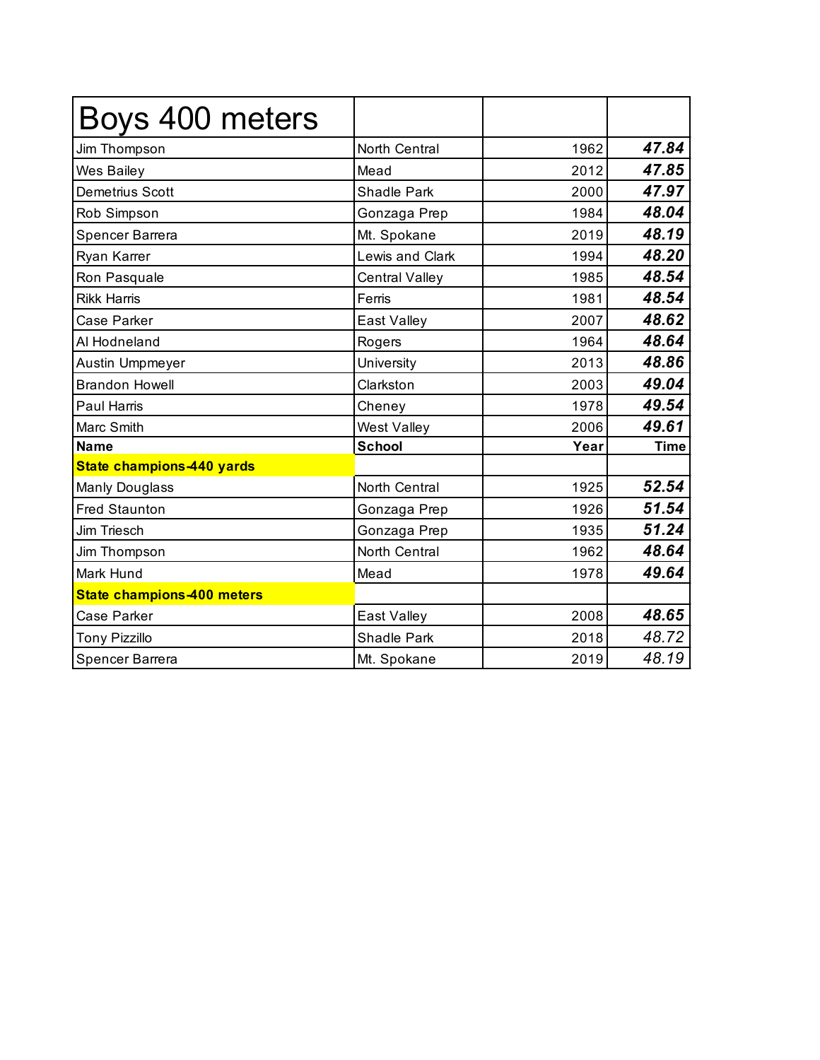| Boys 400 meters | | | |
|---|---|---|---|
| Jim Thompson | North Central | 1962 | ***47.84*** |
| Wes Bailey | Mead | 2012 | ***47.85*** |
| Demetrius Scott | Shadle Park | 2000 | ***47.97*** |
| Rob Simpson | Gonzaga Prep | 1984 | ***48.04*** |
| Spencer Barrera | Mt. Spokane | 2019 | ***48.19*** |
| Ryan Karrer | Lewis and Clark | 1994 | ***48.20*** |
| Ron Pasquale | Central Valley | 1985 | ***48.54*** |
| Rikk Harris | Ferris | 1981 | ***48.54*** |
| Case Parker | East Valley | 2007 | ***48.62*** |
| Al Hodneland | Rogers | 1964 | ***48.64*** |
| Austin Umpmeyer | University | 2013 | ***48.86*** |
| Brandon Howell | Clarkston | 2003 | ***49.04*** |
| Paul Harris | Cheney | 1978 | ***49.54*** |
| Marc Smith | West Valley | 2006 | ***49.61*** |
| **Name** | **School** | **Year** | **Time** |
| **State champions-440 yards** | | | |
| Manly Douglass | North Central | 1925 | ***52.54*** |
| Fred Staunton | Gonzaga Prep | 1926 | ***51.54*** |
| Jim Triesch | Gonzaga Prep | 1935 | ***51.24*** |
| Jim Thompson | North Central | 1962 | ***48.64*** |
| Mark Hund | Mead | 1978 | ***49.64*** |
| **State champions-400 meters** | | | |
| Case Parker | East Valley | 2008 | ***48.65*** |
| Tony Pizzillo | Shadle Park | 2018 | *48.72* |
| Spencer Barrera | Mt. Spokane | 2019 | *48.19* |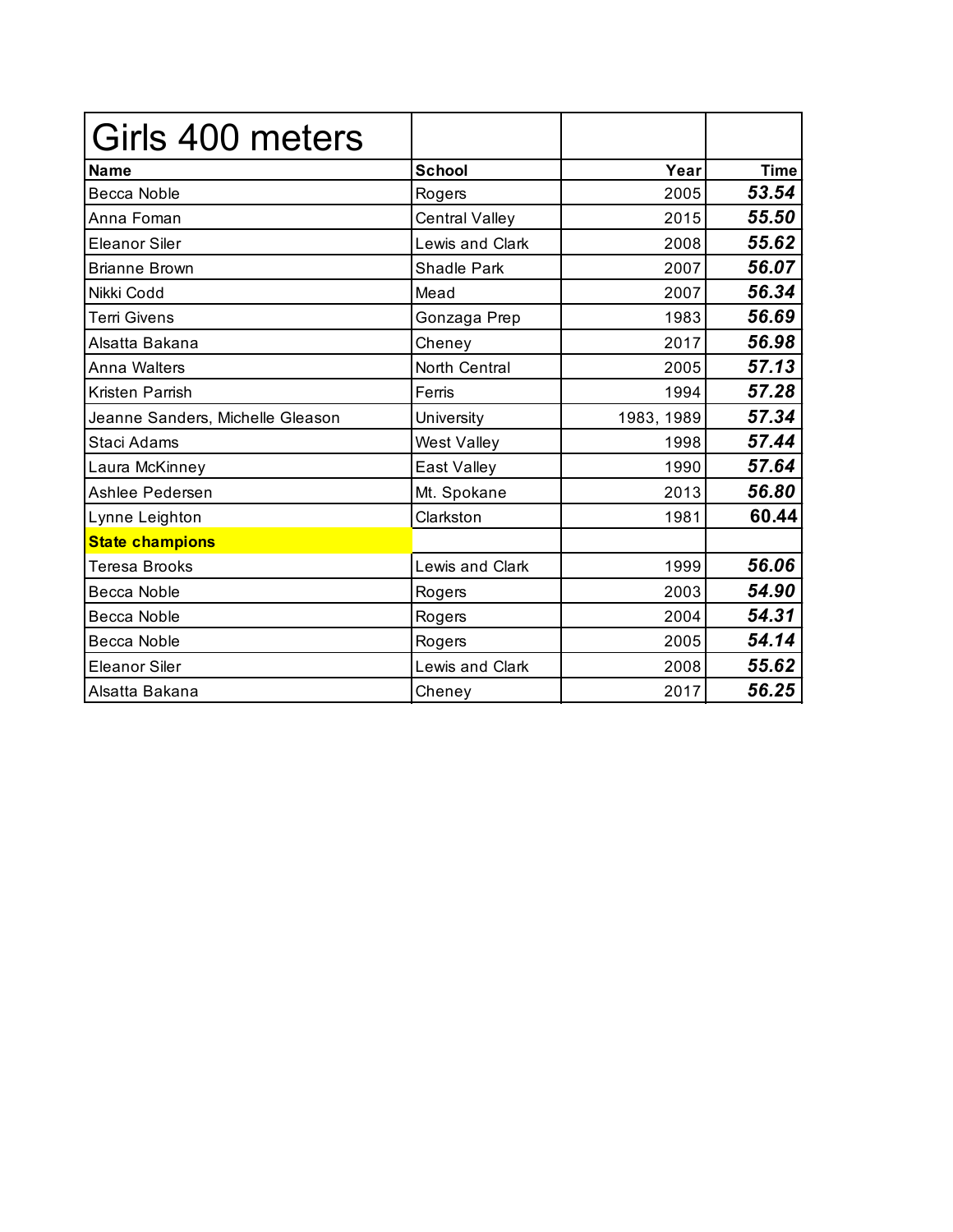# Girls 400 meters

| Name | School | Year | Time |
|---|---|---|---|
| Becca Noble | Rogers | 2005 | ***53.54*** |
| Anna Foman | Central Valley | 2015 | ***55.50*** |
| Eleanor Siler | Lewis and Clark | 2008 | ***55.62*** |
| Brianne Brown | Shadle Park | 2007 | ***56.07*** |
| Nikki Codd | Mead | 2007 | ***56.34*** |
| Terri Givens | Gonzaga Prep | 1983 | ***56.69*** |
| Alsatta Bakana | Cheney | 2017 | ***56.98*** |
| Anna Walters | North Central | 2005 | ***57.13*** |
| Kristen Parrish | Ferris | 1994 | ***57.28*** |
| Jeanne Sanders, Michelle Gleason | University | 1983, 1989 | ***57.34*** |
| Staci Adams | West Valley | 1998 | ***57.44*** |
| Laura McKinney | East Valley | 1990 | ***57.64*** |
| Ashlee Pedersen | Mt. Spokane | 2013 | ***56.80*** |
| Lynne Leighton | Clarkston | 1981 | **60.44** |
| **State champions** | | | |
| Teresa Brooks | Lewis and Clark | 1999 | ***56.06*** |
| Becca Noble | Rogers | 2003 | ***54.90*** |
| Becca Noble | Rogers | 2004 | ***54.31*** |
| Becca Noble | Rogers | 2005 | ***54.14*** |
| Eleanor Siler | Lewis and Clark | 2008 | ***55.62*** |
| Alsatta Bakana | Cheney | 2017 | ***56.25*** |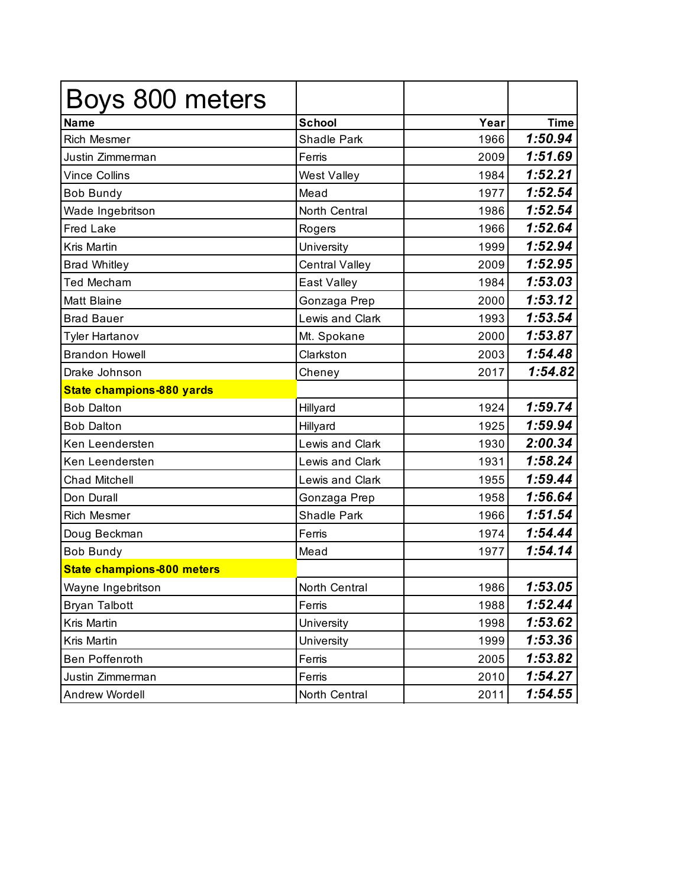| Boys 800 meters | | | |
|---|---|---|---|
| **Name** | **School** | **Year** | **Time** |
| Rich Mesmer | Shadle Park | 1966 | ***1:50.94*** |
| Justin Zimmerman | Ferris | 2009 | ***1:51.69*** |
| Vince Collins | West Valley | 1984 | ***1:52.21*** |
| Bob Bundy | Mead | 1977 | ***1:52.54*** |
| Wade Ingebritson | North Central | 1986 | ***1:52.54*** |
| Fred Lake | Rogers | 1966 | ***1:52.64*** |
| Kris Martin | University | 1999 | ***1:52.94*** |
| Brad Whitley | Central Valley | 2009 | ***1:52.95*** |
| Ted Mecham | East Valley | 1984 | ***1:53.03*** |
| Matt Blaine | Gonzaga Prep | 2000 | ***1:53.12*** |
| Brad Bauer | Lewis and Clark | 1993 | ***1:53.54*** |
| Tyler Hartanov | Mt. Spokane | 2000 | ***1:53.87*** |
| Brandon Howell | Clarkston | 2003 | ***1:54.48*** |
| Drake Johnson | Cheney | 2017 | ***1:54.82*** |
| **State champions-880 yards** | | | |
| Bob Dalton | Hillyard | 1924 | ***1:59.74*** |
| Bob Dalton | Hillyard | 1925 | ***1:59.94*** |
| Ken Leendersten | Lewis and Clark | 1930 | ***2:00.34*** |
| Ken Leendersten | Lewis and Clark | 1931 | ***1:58.24*** |
| Chad Mitchell | Lewis and Clark | 1955 | ***1:59.44*** |
| Don Durall | Gonzaga Prep | 1958 | ***1:56.64*** |
| Rich Mesmer | Shadle Park | 1966 | ***1:51.54*** |
| Doug Beckman | Ferris | 1974 | ***1:54.44*** |
| Bob Bundy | Mead | 1977 | ***1:54.14*** |
| **State champions-800 meters** | | | |
| Wayne Ingebritson | North Central | 1986 | ***1:53.05*** |
| Bryan Talbott | Ferris | 1988 | ***1:52.44*** |
| Kris Martin | University | 1998 | ***1:53.62*** |
| Kris Martin | University | 1999 | ***1:53.36*** |
| Ben Poffenroth | Ferris | 2005 | ***1:53.82*** |
| Justin Zimmerman | Ferris | 2010 | ***1:54.27*** |
| Andrew Wordell | North Central | 2011 | ***1:54.55*** |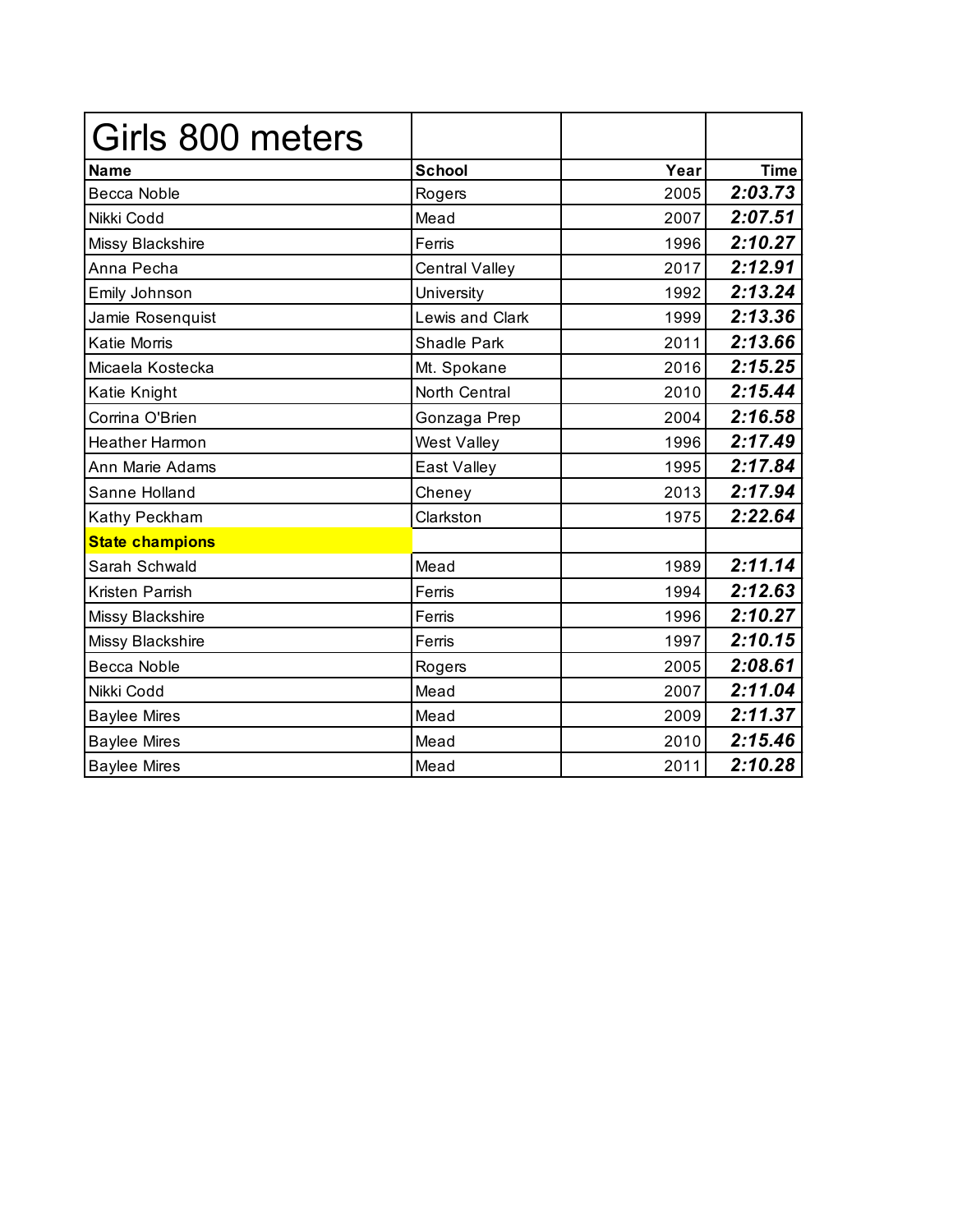# Girls 800 meters

| Name | School | Year | Time |
|---|---|---|---|
| Becca Noble | Rogers | 2005 | ***2:03.73*** |
| Nikki Codd | Mead | 2007 | ***2:07.51*** |
| Missy Blackshire | Ferris | 1996 | ***2:10.27*** |
| Anna Pecha | Central Valley | 2017 | ***2:12.91*** |
| Emily Johnson | University | 1992 | ***2:13.24*** |
| Jamie Rosenquist | Lewis and Clark | 1999 | ***2:13.36*** |
| Katie Morris | Shadle Park | 2011 | ***2:13.66*** |
| Micaela Kostecka | Mt. Spokane | 2016 | ***2:15.25*** |
| Katie Knight | North Central | 2010 | ***2:15.44*** |
| Corrina O'Brien | Gonzaga Prep | 2004 | ***2:16.58*** |
| Heather Harmon | West Valley | 1996 | ***2:17.49*** |
| Ann Marie Adams | East Valley | 1995 | ***2:17.84*** |
| Sanne Holland | Cheney | 2013 | ***2:17.94*** |
| Kathy Peckham | Clarkston | 1975 | ***2:22.64*** |
| **State champions** | | | |
| Sarah Schwald | Mead | 1989 | ***2:11.14*** |
| Kristen Parrish | Ferris | 1994 | ***2:12.63*** |
| Missy Blackshire | Ferris | 1996 | ***2:10.27*** |
| Missy Blackshire | Ferris | 1997 | ***2:10.15*** |
| Becca Noble | Rogers | 2005 | ***2:08.61*** |
| Nikki Codd | Mead | 2007 | ***2:11.04*** |
| Baylee Mires | Mead | 2009 | ***2:11.37*** |
| Baylee Mires | Mead | 2010 | ***2:15.46*** |
| Baylee Mires | Mead | 2011 | ***2:10.28*** |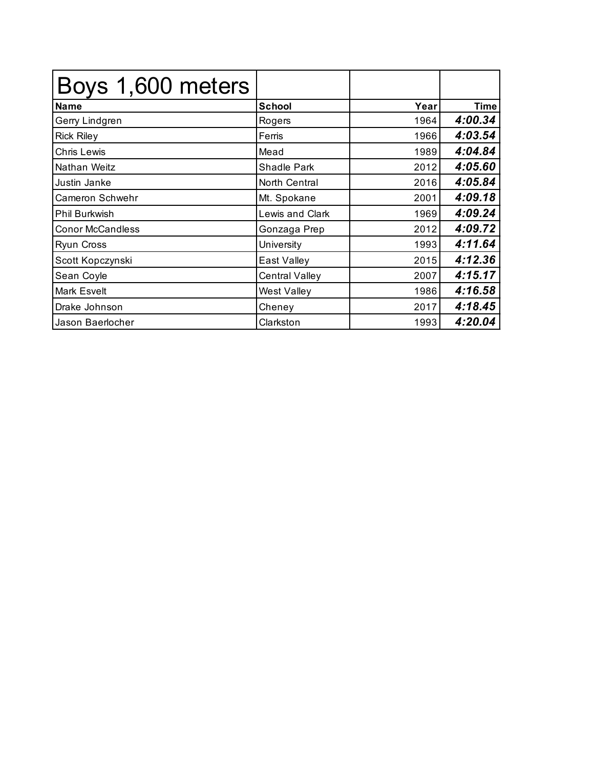| Boys 1,600 meters | | | |
|---|---|---|---|
| **Name** | **School** | **Year** | **Time** |
| Gerry Lindgren | Rogers | 1964 | ***4:00.34*** |
| Rick Riley | Ferris | 1966 | ***4:03.54*** |
| Chris Lewis | Mead | 1989 | ***4:04.84*** |
| Nathan Weitz | Shadle Park | 2012 | ***4:05.60*** |
| Justin Janke | North Central | 2016 | ***4:05.84*** |
| Cameron Schwehr | Mt. Spokane | 2001 | ***4:09.18*** |
| Phil Burkwish | Lewis and Clark | 1969 | ***4:09.24*** |
| Conor McCandless | Gonzaga Prep | 2012 | ***4:09.72*** |
| Ryun Cross | University | 1993 | ***4:11.64*** |
| Scott Kopczynski | East Valley | 2015 | ***4:12.36*** |
| Sean Coyle | Central Valley | 2007 | ***4:15.17*** |
| Mark Esvelt | West Valley | 1986 | ***4:16.58*** |
| Drake Johnson | Cheney | 2017 | ***4:18.45*** |
| Jason Baerlocher | Clarkston | 1993 | ***4:20.04*** |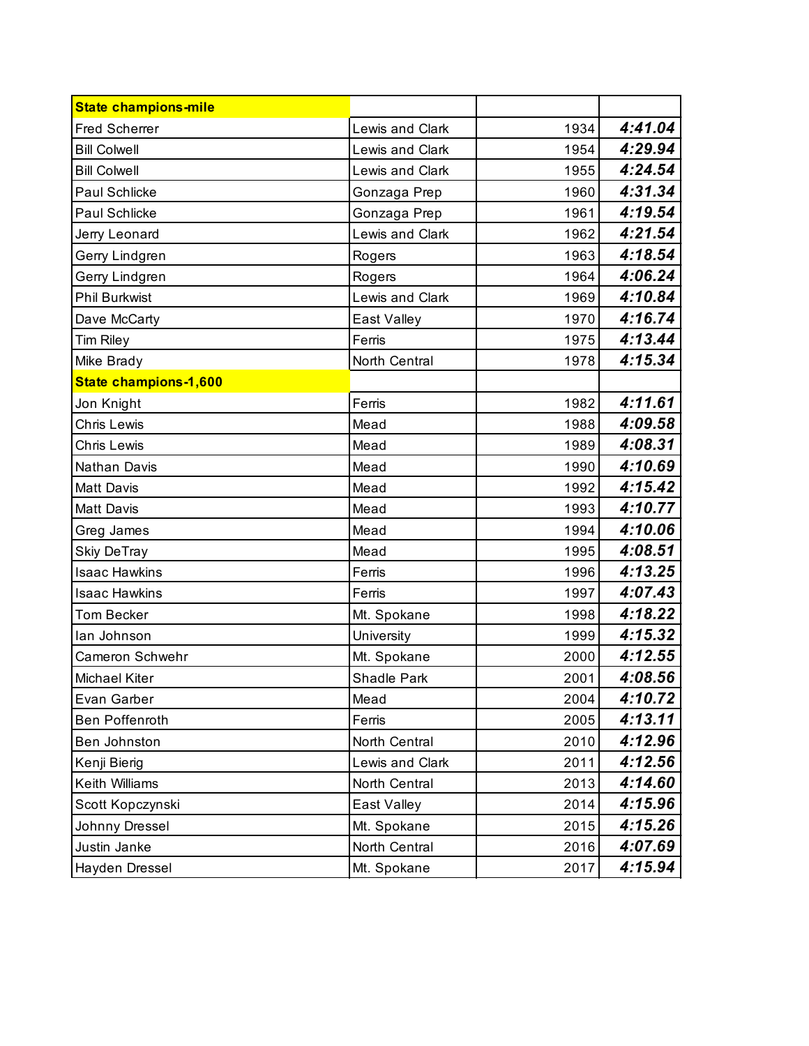| State champions-mile | | | |
|---|---|---|---|
| Fred Scherrer | Lewis and Clark | 1934 | ***4:41.04*** |
| Bill Colwell | Lewis and Clark | 1954 | ***4:29.94*** |
| Bill Colwell | Lewis and Clark | 1955 | ***4:24.54*** |
| Paul Schlicke | Gonzaga Prep | 1960 | ***4:31.34*** |
| Paul Schlicke | Gonzaga Prep | 1961 | ***4:19.54*** |
| Jerry Leonard | Lewis and Clark | 1962 | ***4:21.54*** |
| Gerry Lindgren | Rogers | 1963 | ***4:18.54*** |
| Gerry Lindgren | Rogers | 1964 | ***4:06.24*** |
| Phil Burkwist | Lewis and Clark | 1969 | ***4:10.84*** |
| Dave McCarty | East Valley | 1970 | ***4:16.74*** |
| Tim Riley | Ferris | 1975 | ***4:13.44*** |
| Mike Brady | North Central | 1978 | ***4:15.34*** |
| **State champions-1,600** | | | |
| Jon Knight | Ferris | 1982 | ***4:11.61*** |
| Chris Lewis | Mead | 1988 | ***4:09.58*** |
| Chris Lewis | Mead | 1989 | ***4:08.31*** |
| Nathan Davis | Mead | 1990 | ***4:10.69*** |
| Matt Davis | Mead | 1992 | ***4:15.42*** |
| Matt Davis | Mead | 1993 | ***4:10.77*** |
| Greg James | Mead | 1994 | ***4:10.06*** |
| Skiy DeTray | Mead | 1995 | ***4:08.51*** |
| Isaac Hawkins | Ferris | 1996 | ***4:13.25*** |
| Isaac Hawkins | Ferris | 1997 | ***4:07.43*** |
| Tom Becker | Mt. Spokane | 1998 | ***4:18.22*** |
| Ian Johnson | University | 1999 | ***4:15.32*** |
| Cameron Schwehr | Mt. Spokane | 2000 | ***4:12.55*** |
| Michael Kiter | Shadle Park | 2001 | ***4:08.56*** |
| Evan Garber | Mead | 2004 | ***4:10.72*** |
| Ben Poffenroth | Ferris | 2005 | ***4:13.11*** |
| Ben Johnston | North Central | 2010 | ***4:12.96*** |
| Kenji Bierig | Lewis and Clark | 2011 | ***4:12.56*** |
| Keith Williams | North Central | 2013 | ***4:14.60*** |
| Scott Kopczynski | East Valley | 2014 | ***4:15.96*** |
| Johnny Dressel | Mt. Spokane | 2015 | ***4:15.26*** |
| Justin Janke | North Central | 2016 | ***4:07.69*** |
| Hayden Dressel | Mt. Spokane | 2017 | ***4:15.94*** |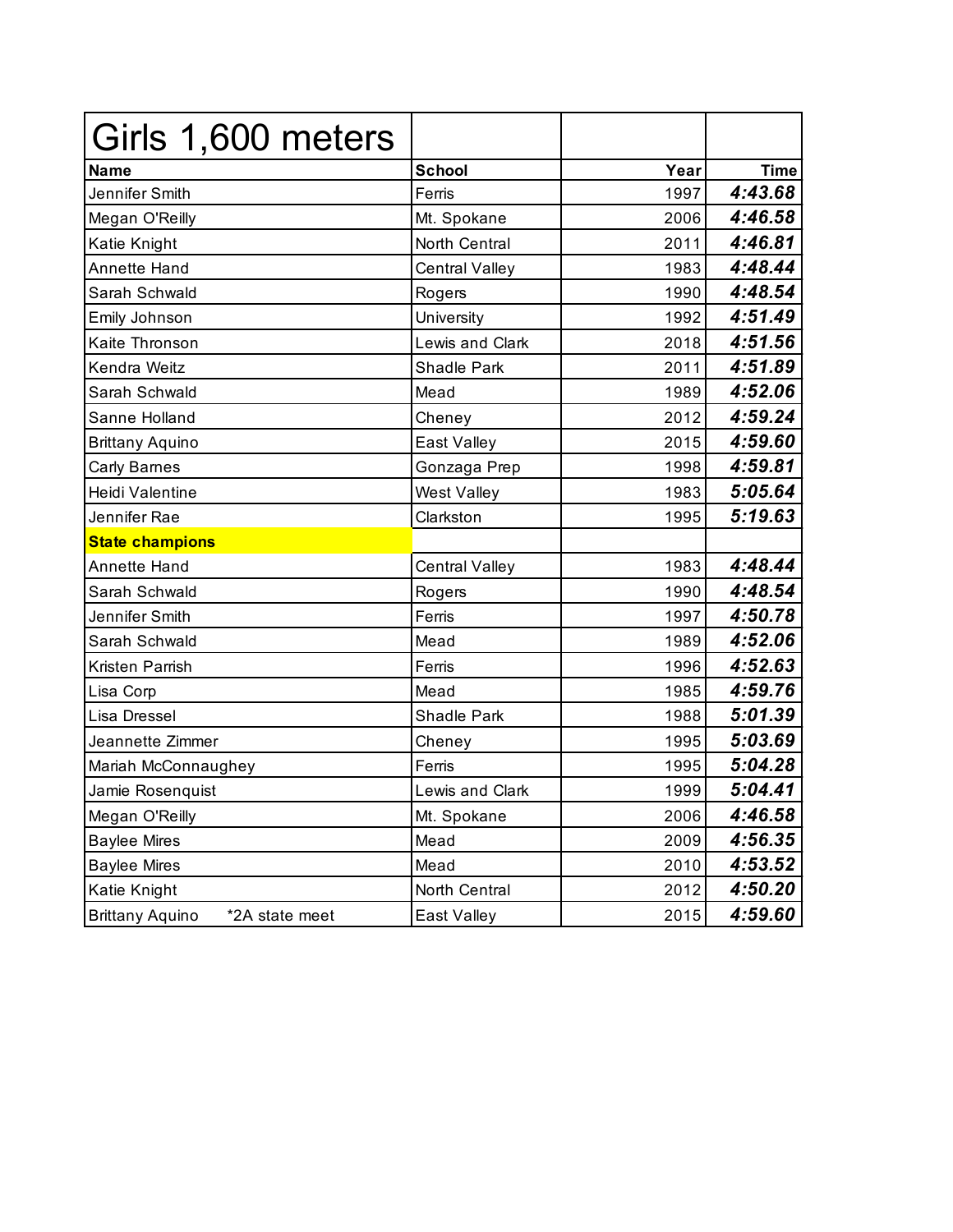# Girls 1,600 meters

| Name | School | Year | Time |
|---|---|---|---|
| Jennifer Smith | Ferris | 1997 | ***4:43.68*** |
| Megan O'Reilly | Mt. Spokane | 2006 | ***4:46.58*** |
| Katie Knight | North Central | 2011 | ***4:46.81*** |
| Annette Hand | Central Valley | 1983 | ***4:48.44*** |
| Sarah Schwald | Rogers | 1990 | ***4:48.54*** |
| Emily Johnson | University | 1992 | ***4:51.49*** |
| Kaite Thronson | Lewis and Clark | 2018 | ***4:51.56*** |
| Kendra Weitz | Shadle Park | 2011 | ***4:51.89*** |
| Sarah Schwald | Mead | 1989 | ***4:52.06*** |
| Sanne Holland | Cheney | 2012 | ***4:59.24*** |
| Brittany Aquino | East Valley | 2015 | ***4:59.60*** |
| Carly Barnes | Gonzaga Prep | 1998 | ***4:59.81*** |
| Heidi Valentine | West Valley | 1983 | ***5:05.64*** |
| Jennifer Rae | Clarkston | 1995 | ***5:19.63*** |
| **State champions** | | | |
| Annette Hand | Central Valley | 1983 | ***4:48.44*** |
| Sarah Schwald | Rogers | 1990 | ***4:48.54*** |
| Jennifer Smith | Ferris | 1997 | ***4:50.78*** |
| Sarah Schwald | Mead | 1989 | ***4:52.06*** |
| Kristen Parrish | Ferris | 1996 | ***4:52.63*** |
| Lisa Corp | Mead | 1985 | ***4:59.76*** |
| Lisa Dressel | Shadle Park | 1988 | ***5:01.39*** |
| Jeannette Zimmer | Cheney | 1995 | ***5:03.69*** |
| Mariah McConnaughey | Ferris | 1995 | ***5:04.28*** |
| Jamie Rosenquist | Lewis and Clark | 1999 | ***5:04.41*** |
| Megan O'Reilly | Mt. Spokane | 2006 | ***4:46.58*** |
| Baylee Mires | Mead | 2009 | ***4:56.35*** |
| Baylee Mires | Mead | 2010 | ***4:53.52*** |
| Katie Knight | North Central | 2012 | ***4:50.20*** |
| Brittany Aquino     *2A state meet | East Valley | 2015 | ***4:59.60*** |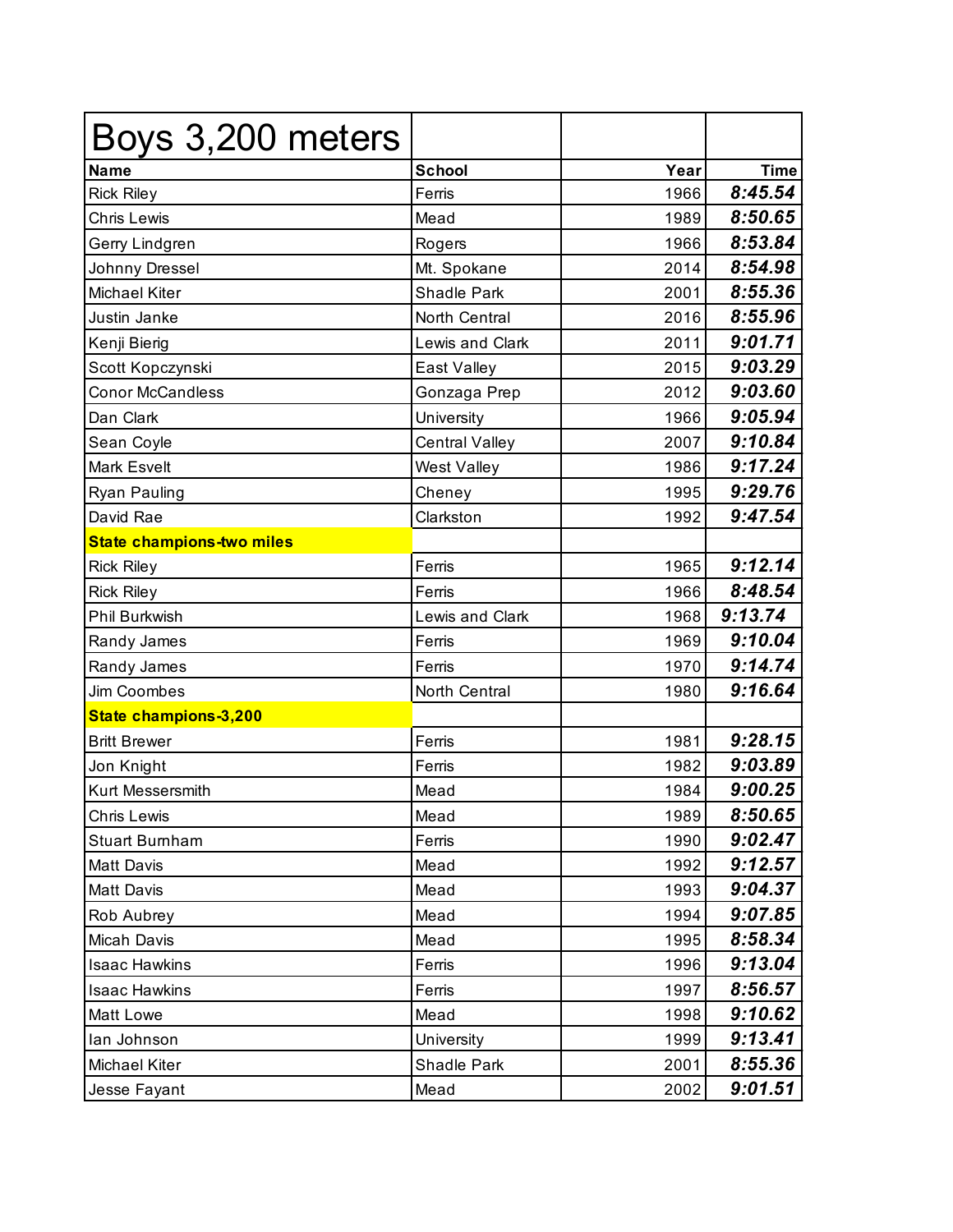| Boys 3,200 meters | | | |
|---|---|---|---|
| **Name** | **School** | **Year** | **Time** |
| Rick Riley | Ferris | 1966 | ***8:45.54*** |
| Chris Lewis | Mead | 1989 | ***8:50.65*** |
| Gerry Lindgren | Rogers | 1966 | ***8:53.84*** |
| Johnny Dressel | Mt. Spokane | 2014 | ***8:54.98*** |
| Michael Kiter | Shadle Park | 2001 | ***8:55.36*** |
| Justin Janke | North Central | 2016 | ***8:55.96*** |
| Kenji Bierig | Lewis and Clark | 2011 | ***9:01.71*** |
| Scott Kopczynski | East Valley | 2015 | ***9:03.29*** |
| Conor McCandless | Gonzaga Prep | 2012 | ***9:03.60*** |
| Dan Clark | University | 1966 | ***9:05.94*** |
| Sean Coyle | Central Valley | 2007 | ***9:10.84*** |
| Mark Esvelt | West Valley | 1986 | ***9:17.24*** |
| Ryan Pauling | Cheney | 1995 | ***9:29.76*** |
| David Rae | Clarkston | 1992 | ***9:47.54*** |
| **State champions-two miles** | | | |
| Rick Riley | Ferris | 1965 | ***9:12.14*** |
| Rick Riley | Ferris | 1966 | ***8:48.54*** |
| Phil Burkwish | Lewis and Clark | 1968 | ***9:13.74*** |
| Randy James | Ferris | 1969 | ***9:10.04*** |
| Randy James | Ferris | 1970 | ***9:14.74*** |
| Jim Coombes | North Central | 1980 | ***9:16.64*** |
| **State champions-3,200** | | | |
| Britt Brewer | Ferris | 1981 | ***9:28.15*** |
| Jon Knight | Ferris | 1982 | ***9:03.89*** |
| Kurt Messersmith | Mead | 1984 | ***9:00.25*** |
| Chris Lewis | Mead | 1989 | ***8:50.65*** |
| Stuart Burnham | Ferris | 1990 | ***9:02.47*** |
| Matt Davis | Mead | 1992 | ***9:12.57*** |
| Matt Davis | Mead | 1993 | ***9:04.37*** |
| Rob Aubrey | Mead | 1994 | ***9:07.85*** |
| Micah Davis | Mead | 1995 | ***8:58.34*** |
| Isaac Hawkins | Ferris | 1996 | ***9:13.04*** |
| Isaac Hawkins | Ferris | 1997 | ***8:56.57*** |
| Matt Lowe | Mead | 1998 | ***9:10.62*** |
| Ian Johnson | University | 1999 | ***9:13.41*** |
| Michael Kiter | Shadle Park | 2001 | ***8:55.36*** |
| Jesse Fayant | Mead | 2002 | ***9:01.51*** |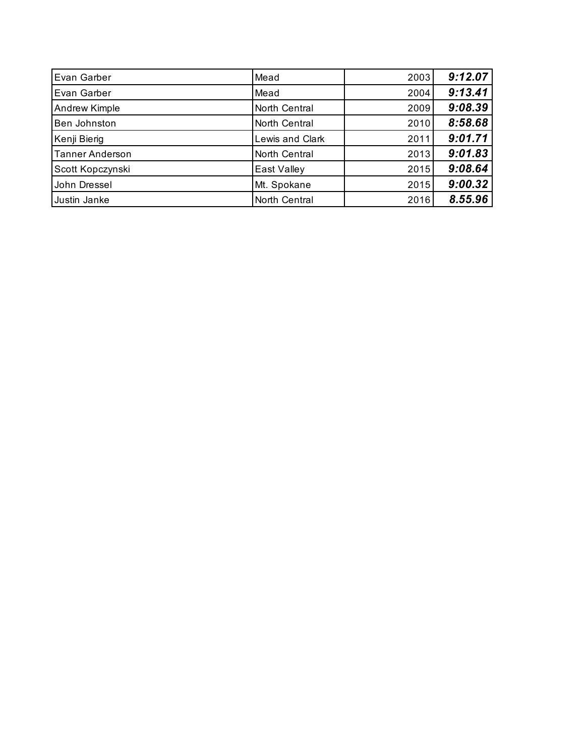| | | | |
|---|---|---|---|
| Evan Garber | Mead | 2003 | ***9:12.07*** |
| Evan Garber | Mead | 2004 | ***9:13.41*** |
| Andrew Kimple | North Central | 2009 | ***9:08.39*** |
| Ben Johnston | North Central | 2010 | ***8:58.68*** |
| Kenji Bierig | Lewis and Clark | 2011 | ***9:01.71*** |
| Tanner Anderson | North Central | 2013 | ***9:01.83*** |
| Scott Kopczynski | East Valley | 2015 | ***9:08.64*** |
| John Dressel | Mt. Spokane | 2015 | ***9:00.32*** |
| Justin Janke | North Central | 2016 | ***8.55.96*** |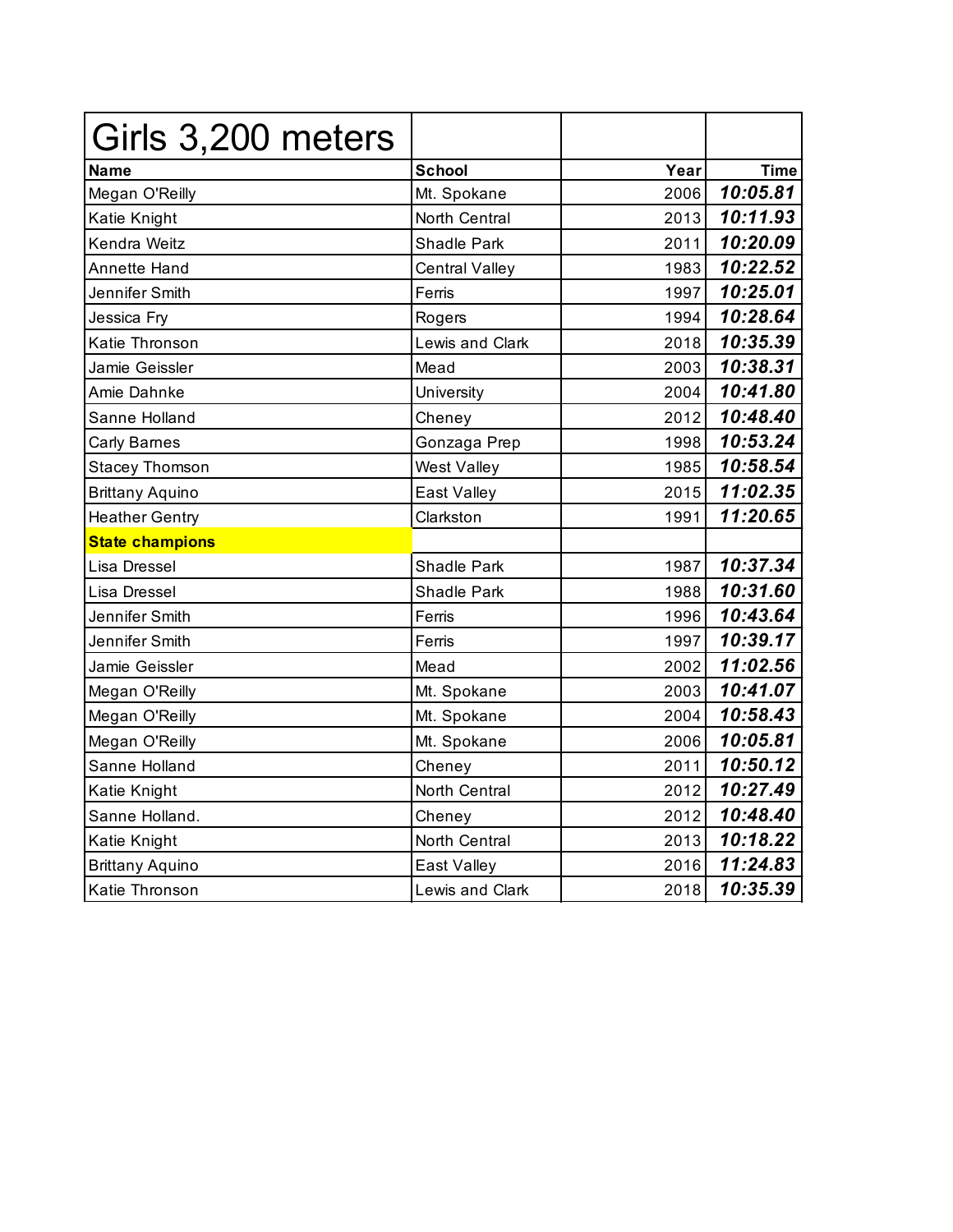| Girls 3,200 meters | | | |
|---|---|---|---|
| **Name** | **School** | **Year** | **Time** |
| Megan O'Reilly | Mt. Spokane | 2006 | ***10:05.81*** |
| Katie Knight | North Central | 2013 | ***10:11.93*** |
| Kendra Weitz | Shadle Park | 2011 | ***10:20.09*** |
| Annette Hand | Central Valley | 1983 | ***10:22.52*** |
| Jennifer Smith | Ferris | 1997 | ***10:25.01*** |
| Jessica Fry | Rogers | 1994 | ***10:28.64*** |
| Katie Thronson | Lewis and Clark | 2018 | ***10:35.39*** |
| Jamie Geissler | Mead | 2003 | ***10:38.31*** |
| Amie Dahnke | University | 2004 | ***10:41.80*** |
| Sanne Holland | Cheney | 2012 | ***10:48.40*** |
| Carly Barnes | Gonzaga Prep | 1998 | ***10:53.24*** |
| Stacey Thomson | West Valley | 1985 | ***10:58.54*** |
| Brittany Aquino | East Valley | 2015 | ***11:02.35*** |
| Heather Gentry | Clarkston | 1991 | ***11:20.65*** |
| **State champions** | | | |
| Lisa Dressel | Shadle Park | 1987 | ***10:37.34*** |
| Lisa Dressel | Shadle Park | 1988 | ***10:31.60*** |
| Jennifer Smith | Ferris | 1996 | ***10:43.64*** |
| Jennifer Smith | Ferris | 1997 | ***10:39.17*** |
| Jamie Geissler | Mead | 2002 | ***11:02.56*** |
| Megan O'Reilly | Mt. Spokane | 2003 | ***10:41.07*** |
| Megan O'Reilly | Mt. Spokane | 2004 | ***10:58.43*** |
| Megan O'Reilly | Mt. Spokane | 2006 | ***10:05.81*** |
| Sanne Holland | Cheney | 2011 | ***10:50.12*** |
| Katie Knight | North Central | 2012 | ***10:27.49*** |
| Sanne Holland. | Cheney | 2012 | ***10:48.40*** |
| Katie Knight | North Central | 2013 | ***10:18.22*** |
| Brittany Aquino | East Valley | 2016 | ***11:24.83*** |
| Katie Thronson | Lewis and Clark | 2018 | ***10:35.39*** |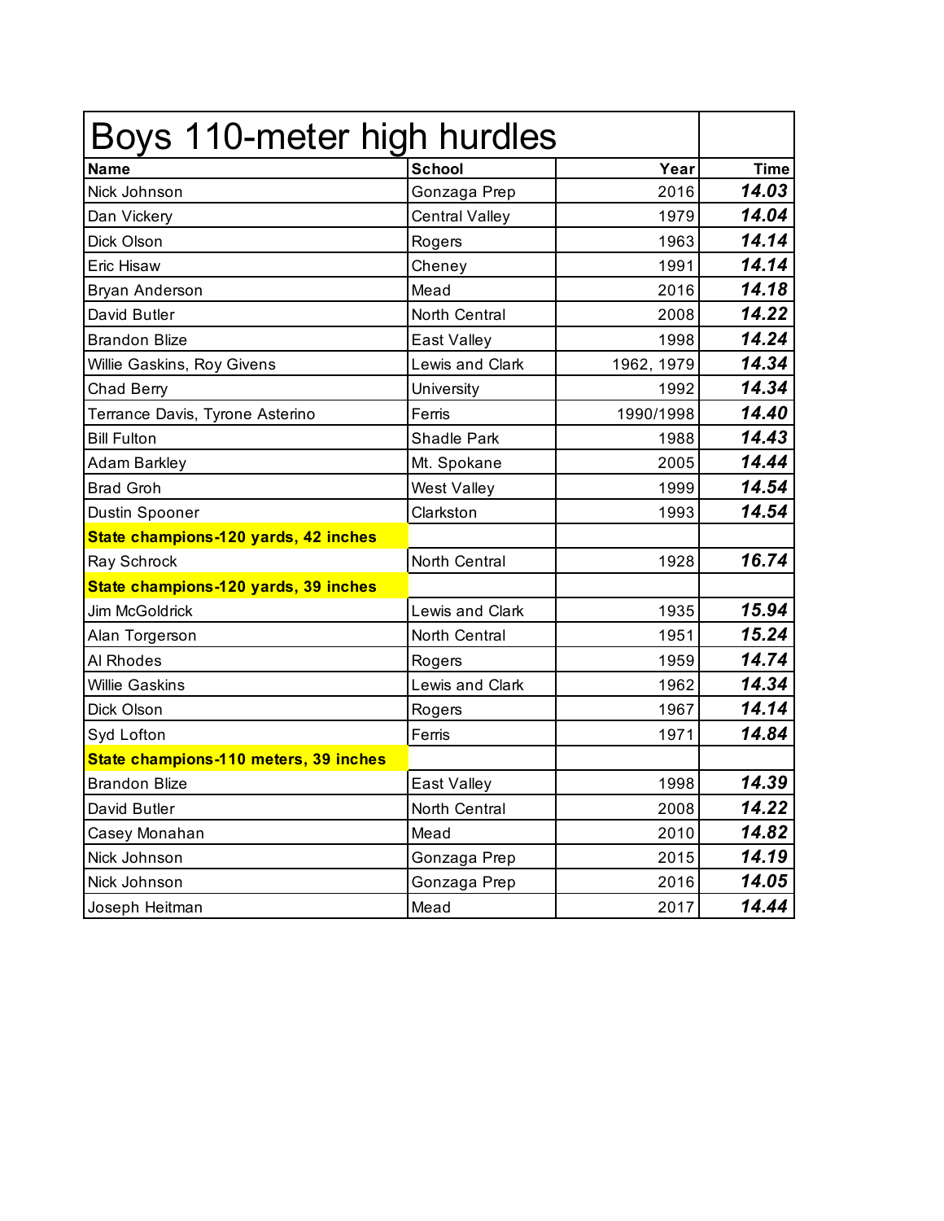| Boys 110-meter high hurdles | | | |
|---|---|---|---|
| **Name** | **School** | **Year** | **Time** |
| Nick Johnson | Gonzaga Prep | 2016 | ***14.03*** |
| Dan Vickery | Central Valley | 1979 | ***14.04*** |
| Dick Olson | Rogers | 1963 | ***14.14*** |
| Eric Hisaw | Cheney | 1991 | ***14.14*** |
| Bryan Anderson | Mead | 2016 | ***14.18*** |
| David Butler | North Central | 2008 | ***14.22*** |
| Brandon Blize | East Valley | 1998 | ***14.24*** |
| Willie Gaskins, Roy Givens | Lewis and Clark | 1962, 1979 | ***14.34*** |
| Chad Berry | University | 1992 | ***14.34*** |
| Terrance Davis, Tyrone Asterino | Ferris | 1990/1998 | ***14.40*** |
| Bill Fulton | Shadle Park | 1988 | ***14.43*** |
| Adam Barkley | Mt. Spokane | 2005 | ***14.44*** |
| Brad Groh | West Valley | 1999 | ***14.54*** |
| Dustin Spooner | Clarkston | 1993 | ***14.54*** |
| **State champions-120 yards, 42 inches** | | | |
| Ray Schrock | North Central | 1928 | ***16.74*** |
| **State champions-120 yards, 39 inches** | | | |
| Jim McGoldrick | Lewis and Clark | 1935 | ***15.94*** |
| Alan Torgerson | North Central | 1951 | ***15.24*** |
| Al Rhodes | Rogers | 1959 | ***14.74*** |
| Willie Gaskins | Lewis and Clark | 1962 | ***14.34*** |
| Dick Olson | Rogers | 1967 | ***14.14*** |
| Syd Lofton | Ferris | 1971 | ***14.84*** |
| **State champions-110 meters, 39 inches** | | | |
| Brandon Blize | East Valley | 1998 | ***14.39*** |
| David Butler | North Central | 2008 | ***14.22*** |
| Casey Monahan | Mead | 2010 | ***14.82*** |
| Nick Johnson | Gonzaga Prep | 2015 | ***14.19*** |
| Nick Johnson | Gonzaga Prep | 2016 | ***14.05*** |
| Joseph Heitman | Mead | 2017 | ***14.44*** |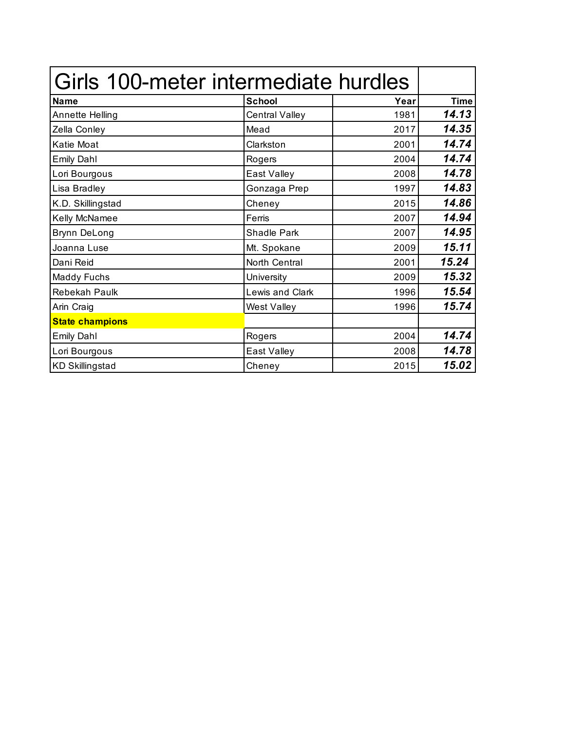# Girls 100-meter intermediate hurdles

| Name | School | Year | Time |
|---|---|---|---|
| Annette Helling | Central Valley | 1981 | ***14.13*** |
| Zella Conley | Mead | 2017 | ***14.35*** |
| Katie Moat | Clarkston | 2001 | ***14.74*** |
| Emily Dahl | Rogers | 2004 | ***14.74*** |
| Lori Bourgous | East Valley | 2008 | ***14.78*** |
| Lisa Bradley | Gonzaga Prep | 1997 | ***14.83*** |
| K.D. Skillingstad | Cheney | 2015 | ***14.86*** |
| Kelly McNamee | Ferris | 2007 | ***14.94*** |
| Brynn DeLong | Shadle Park | 2007 | ***14.95*** |
| Joanna Luse | Mt. Spokane | 2009 | ***15.11*** |
| Dani Reid | North Central | 2001 | ***15.24*** |
| Maddy Fuchs | University | 2009 | ***15.32*** |
| Rebekah Paulk | Lewis and Clark | 1996 | ***15.54*** |
| Arin Craig | West Valley | 1996 | ***15.74*** |
| **State champions** | | | |
| Emily Dahl | Rogers | 2004 | ***14.74*** |
| Lori Bourgous | East Valley | 2008 | ***14.78*** |
| KD Skillingstad | Cheney | 2015 | ***15.02*** |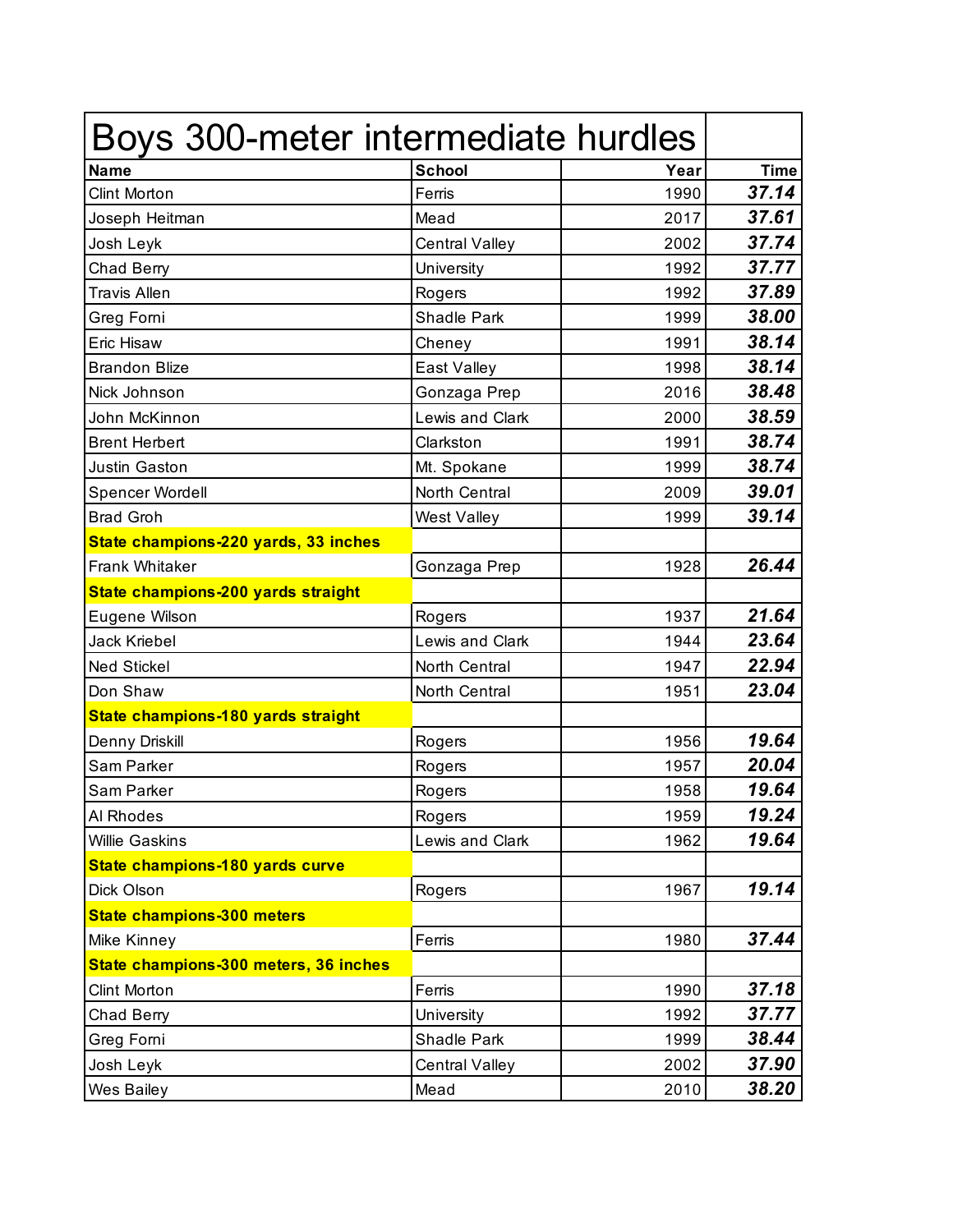# Boys 300-meter intermediate hurdles

| Name | School | Year | Time |
|---|---|---|---|
| Clint Morton | Ferris | 1990 | **37.14** |
| Joseph Heitman | Mead | 2017 | **37.61** |
| Josh Leyk | Central Valley | 2002 | **37.74** |
| Chad Berry | University | 1992 | **37.77** |
| Travis Allen | Rogers | 1992 | **37.89** |
| Greg Forni | Shadle Park | 1999 | **38.00** |
| Eric Hisaw | Cheney | 1991 | **38.14** |
| Brandon Blize | East Valley | 1998 | **38.14** |
| Nick Johnson | Gonzaga Prep | 2016 | **38.48** |
| John McKinnon | Lewis and Clark | 2000 | **38.59** |
| Brent Herbert | Clarkston | 1991 | **38.74** |
| Justin Gaston | Mt. Spokane | 1999 | **38.74** |
| Spencer Wordell | North Central | 2009 | **39.01** |
| Brad Groh | West Valley | 1999 | **39.14** |
| **State champions-220 yards, 33 inches** | | | |
| Frank Whitaker | Gonzaga Prep | 1928 | **26.44** |
| **State champions-200 yards straight** | | | |
| Eugene Wilson | Rogers | 1937 | **21.64** |
| Jack Kriebel | Lewis and Clark | 1944 | **23.64** |
| Ned Stickel | North Central | 1947 | **22.94** |
| Don Shaw | North Central | 1951 | **23.04** |
| **State champions-180 yards straight** | | | |
| Denny Driskill | Rogers | 1956 | **19.64** |
| Sam Parker | Rogers | 1957 | **20.04** |
| Sam Parker | Rogers | 1958 | **19.64** |
| Al Rhodes | Rogers | 1959 | **19.24** |
| Willie Gaskins | Lewis and Clark | 1962 | **19.64** |
| **State champions-180 yards curve** | | | |
| Dick Olson | Rogers | 1967 | **19.14** |
| **State champions-300 meters** | | | |
| Mike Kinney | Ferris | 1980 | **37.44** |
| **State champions-300 meters, 36 inches** | | | |
| Clint Morton | Ferris | 1990 | **37.18** |
| Chad Berry | University | 1992 | **37.77** |
| Greg Forni | Shadle Park | 1999 | **38.44** |
| Josh Leyk | Central Valley | 2002 | **37.90** |
| Wes Bailey | Mead | 2010 | **38.20** |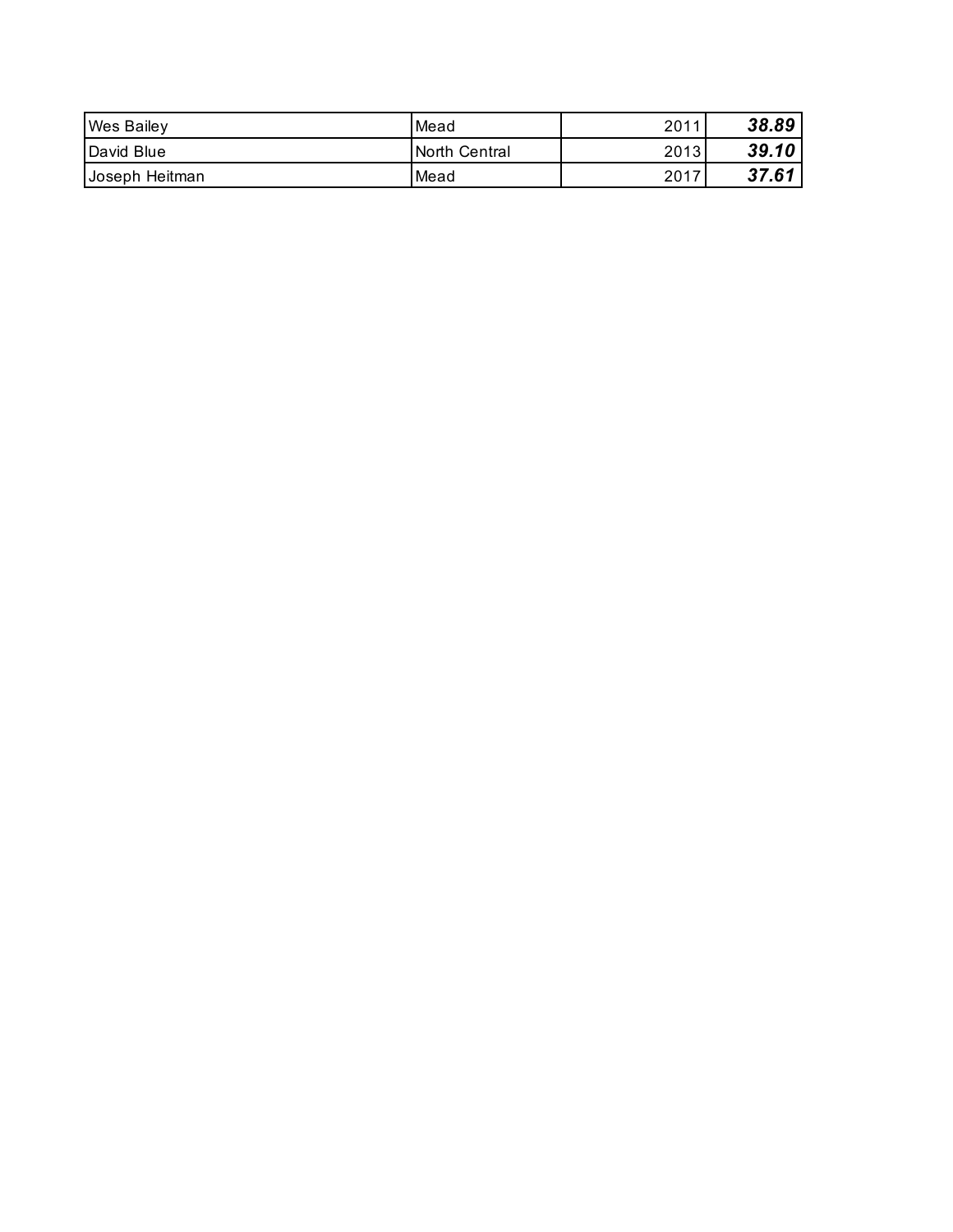| | | | |
|---|---|---|---|
| Wes Bailey | Mead | 2011 | ***38.89*** |
| David Blue | North Central | 2013 | ***39.10*** |
| Joseph Heitman | Mead | 2017 | ***37.61*** |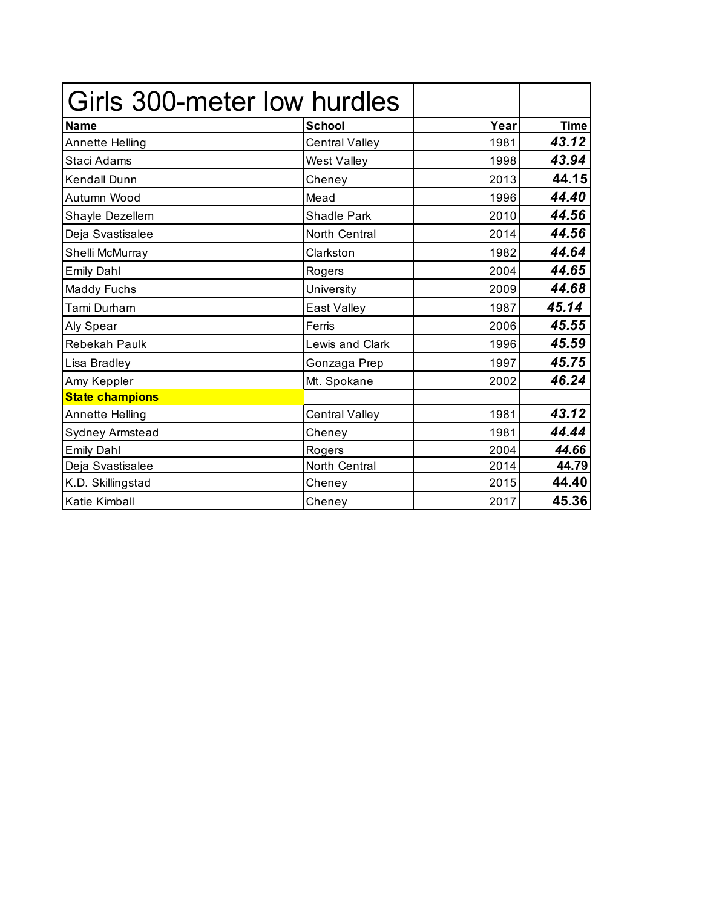# Girls 300-meter low hurdles

| Name | School | Year | Time |
|---|---|---|---|
| Annette Helling | Central Valley | 1981 | ***43.12*** |
| Staci Adams | West Valley | 1998 | ***43.94*** |
| Kendall Dunn | Cheney | 2013 | **44.15** |
| Autumn Wood | Mead | 1996 | ***44.40*** |
| Shayle Dezellem | Shadle Park | 2010 | ***44.56*** |
| Deja Svastisalee | North Central | 2014 | ***44.56*** |
| Shelli McMurray | Clarkston | 1982 | ***44.64*** |
| Emily Dahl | Rogers | 2004 | ***44.65*** |
| Maddy Fuchs | University | 2009 | ***44.68*** |
| Tami Durham | East Valley | 1987 | ***45.14*** |
| Aly Spear | Ferris | 2006 | ***45.55*** |
| Rebekah Paulk | Lewis and Clark | 1996 | ***45.59*** |
| Lisa Bradley | Gonzaga Prep | 1997 | ***45.75*** |
| Amy Keppler | Mt. Spokane | 2002 | ***46.24*** |
| **State champions** | | | |
| Annette Helling | Central Valley | 1981 | ***43.12*** |
| Sydney Armstead | Cheney | 1981 | ***44.44*** |
| Emily Dahl | Rogers | 2004 | ***44.66*** |
| Deja Svastisalee | North Central | 2014 | **44.79** |
| K.D. Skillingstad | Cheney | 2015 | **44.40** |
| Katie Kimball | Cheney | 2017 | **45.36** |